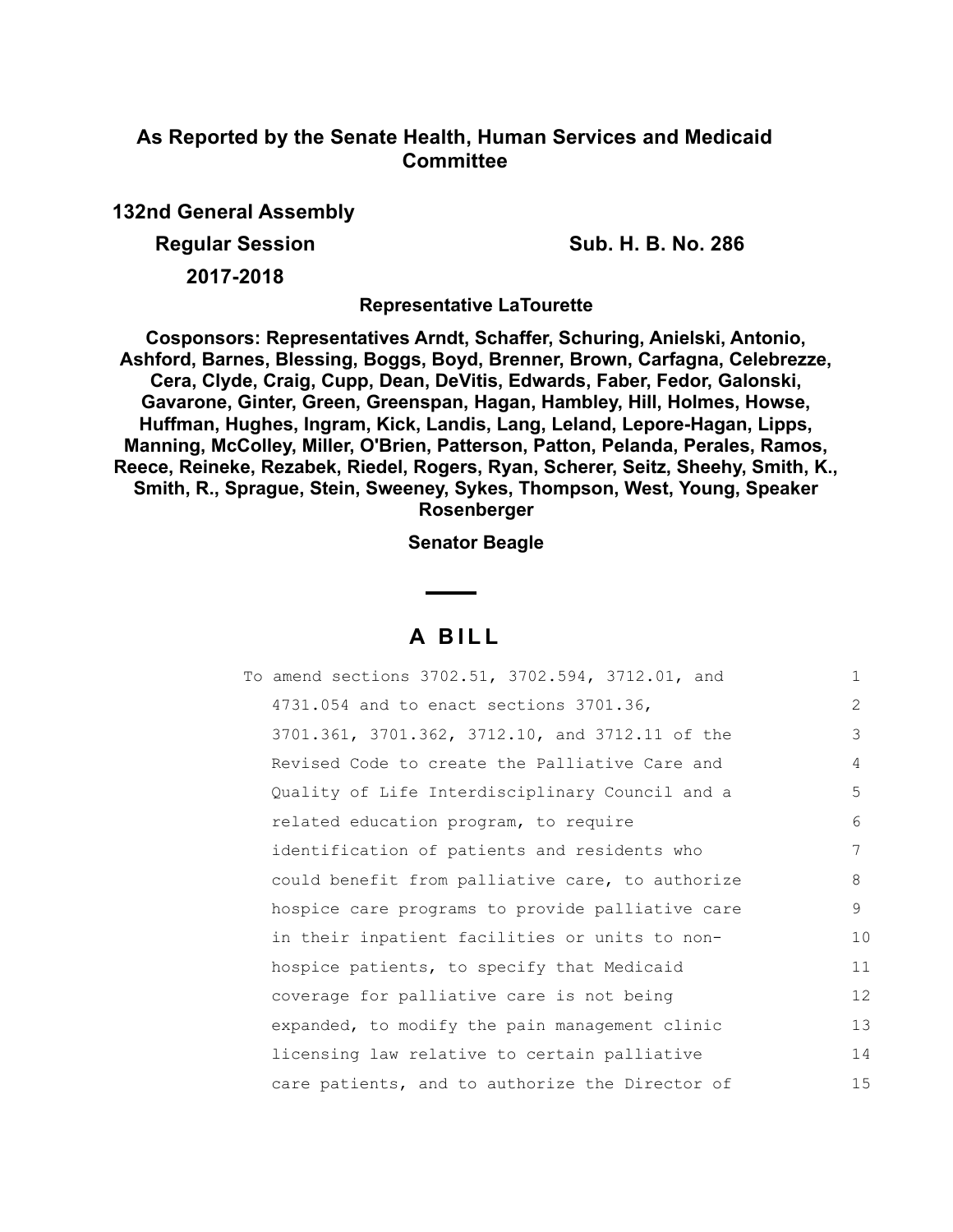**As Reported by the Senate Health, Human Services and Medicaid Committee**

**132nd General Assembly**

**Regular Session** **Sub. H. B. No. 286**

**2017-2018**

**Representative LaTourette**

**Cosponsors: Representatives Arndt, Schaffer, Schuring, Anielski, Antonio, Ashford, Barnes, Blessing, Boggs, Boyd, Brenner, Brown, Carfagna, Celebrezze, Cera, Clyde, Craig, Cupp, Dean, DeVitis, Edwards, Faber, Fedor, Galonski, Gavarone, Ginter, Green, Greenspan, Hagan, Hambley, Hill, Holmes, Howse, Huffman, Hughes, Ingram, Kick, Landis, Lang, Leland, Lepore-Hagan, Lipps, Manning, McColley, Miller, O'Brien, Patterson, Patton, Pelanda, Perales, Ramos, Reece, Reineke, Rezabek, Riedel, Rogers, Ryan, Scherer, Seitz, Sheehy, Smith, K., Smith, R., Sprague, Stein, Sweeney, Sykes, Thompson, West, Young, Speaker Rosenberger**

**Senator Beagle**

# A BILL

To amend sections 3702.51, 3702.594, 3712.01, and 4731.054 and to enact sections 3701.36, 3701.361, 3701.362, 3712.10, and 3712.11 of the Revised Code to create the Palliative Care and Quality of Life Interdisciplinary Council and a related education program, to require identification of patients and residents who could benefit from palliative care, to authorize hospice care programs to provide palliative care in their inpatient facilities or units to non-hospice patients, to specify that Medicaid coverage for palliative care is not being expanded, to modify the pain management clinic licensing law relative to certain palliative care patients, and to authorize the Director of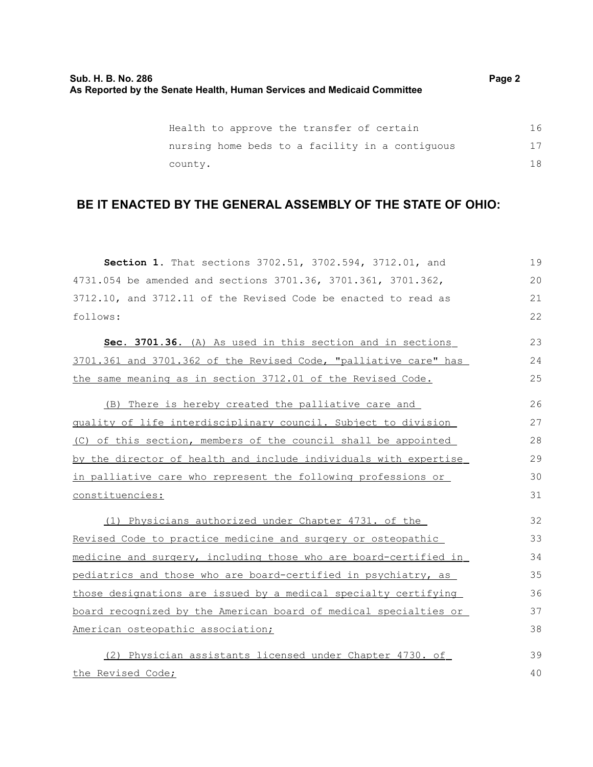Health to approve the transfer of certain nursing home beds to a facility in a contiguous county.

**BE IT ENACTED BY THE GENERAL ASSEMBLY OF THE STATE OF OHIO:**

**Section 1.** That sections 3702.51, 3702.594, 3712.01, and 4731.054 be amended and sections 3701.36, 3701.361, 3701.362, 3712.10, and 3712.11 of the Revised Code be enacted to read as follows:

**Sec. 3701.36.** (A) As used in this section and in sections 3701.361 and 3701.362 of the Revised Code, "palliative care" has the same meaning as in section 3712.01 of the Revised Code.

(B) There is hereby created the palliative care and quality of life interdisciplinary council. Subject to division (C) of this section, members of the council shall be appointed by the director of health and include individuals with expertise in palliative care who represent the following professions or constituencies:

(1) Physicians authorized under Chapter 4731. of the Revised Code to practice medicine and surgery or osteopathic medicine and surgery, including those who are board-certified in pediatrics and those who are board-certified in psychiatry, as those designations are issued by a medical specialty certifying board recognized by the American board of medical specialties or American osteopathic association;

(2) Physician assistants licensed under Chapter 4730. of the Revised Code;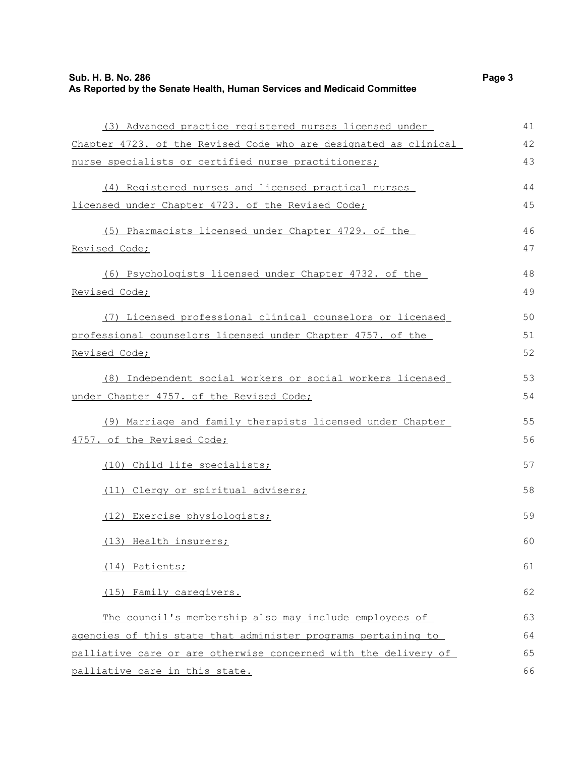(3) Advanced practice registered nurses licensed under Chapter 4723. of the Revised Code who are designated as clinical nurse specialists or certified nurse practitioners;

(4) Registered nurses and licensed practical nurses licensed under Chapter 4723. of the Revised Code;

(5) Pharmacists licensed under Chapter 4729. of the Revised Code;

(6) Psychologists licensed under Chapter 4732. of the Revised Code;

(7) Licensed professional clinical counselors or licensed professional counselors licensed under Chapter 4757. of the Revised Code;

(8) Independent social workers or social workers licensed under Chapter 4757. of the Revised Code;

(9) Marriage and family therapists licensed under Chapter 4757. of the Revised Code;

(10) Child life specialists;

(11) Clergy or spiritual advisers;

(12) Exercise physiologists;

(13) Health insurers;

(14) Patients;

(15) Family caregivers.

The council's membership also may include employees of agencies of this state that administer programs pertaining to palliative care or are otherwise concerned with the delivery of palliative care in this state.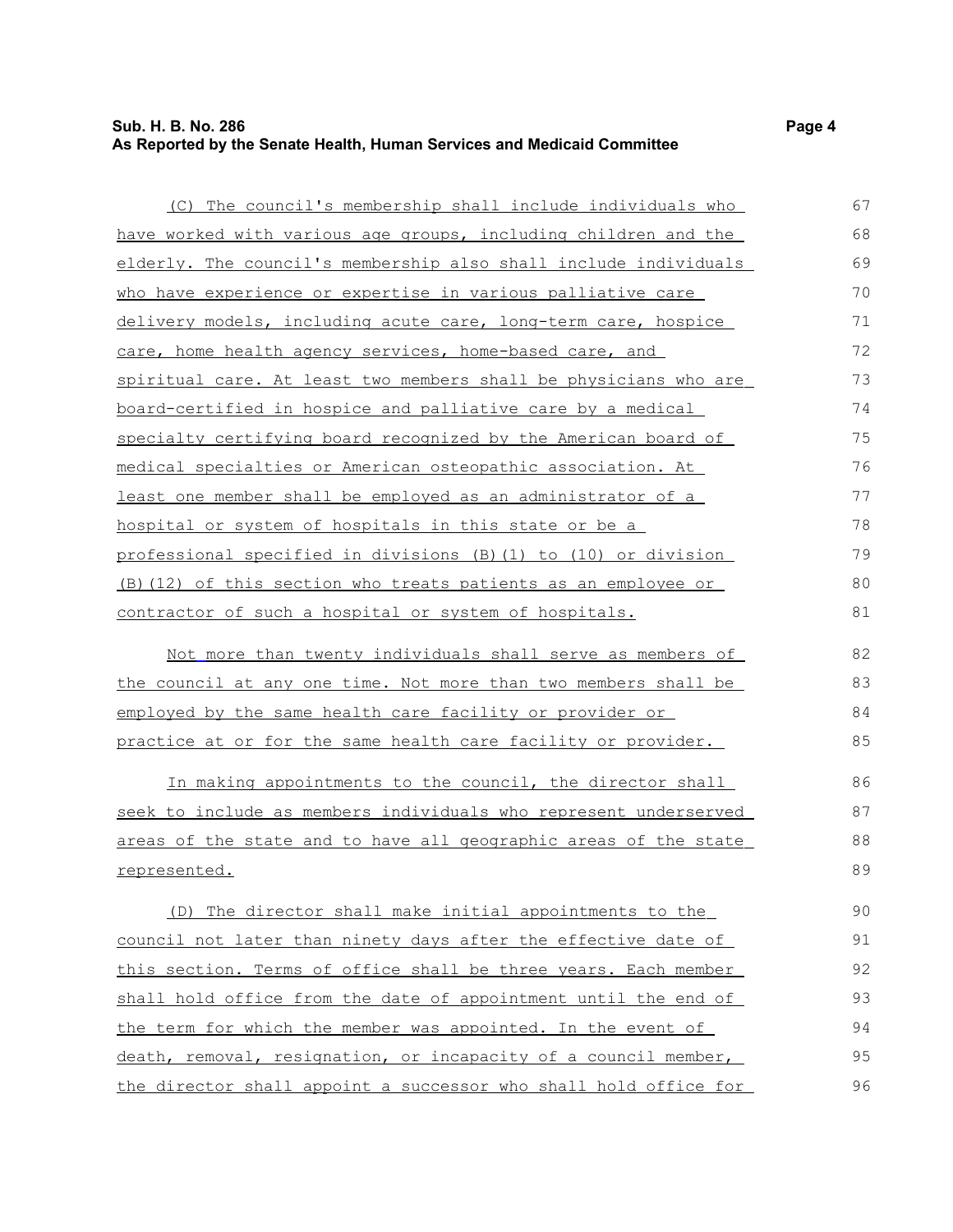(C) The council's membership shall include individuals who have worked with various age groups, including children and the elderly. The council's membership also shall include individuals who have experience or expertise in various palliative care delivery models, including acute care, long-term care, hospice care, home health agency services, home-based care, and spiritual care. At least two members shall be physicians who are board-certified in hospice and palliative care by a medical specialty certifying board recognized by the American board of medical specialties or American osteopathic association. At least one member shall be employed as an administrator of a hospital or system of hospitals in this state or be a professional specified in divisions (B)(1) to (10) or division (B)(12) of this section who treats patients as an employee or contractor of such a hospital or system of hospitals.

Not more than twenty individuals shall serve as members of the council at any one time. Not more than two members shall be employed by the same health care facility or provider or practice at or for the same health care facility or provider.

In making appointments to the council, the director shall seek to include as members individuals who represent underserved areas of the state and to have all geographic areas of the state represented.

(D) The director shall make initial appointments to the council not later than ninety days after the effective date of this section. Terms of office shall be three years. Each member shall hold office from the date of appointment until the end of the term for which the member was appointed. In the event of death, removal, resignation, or incapacity of a council member, the director shall appoint a successor who shall hold office for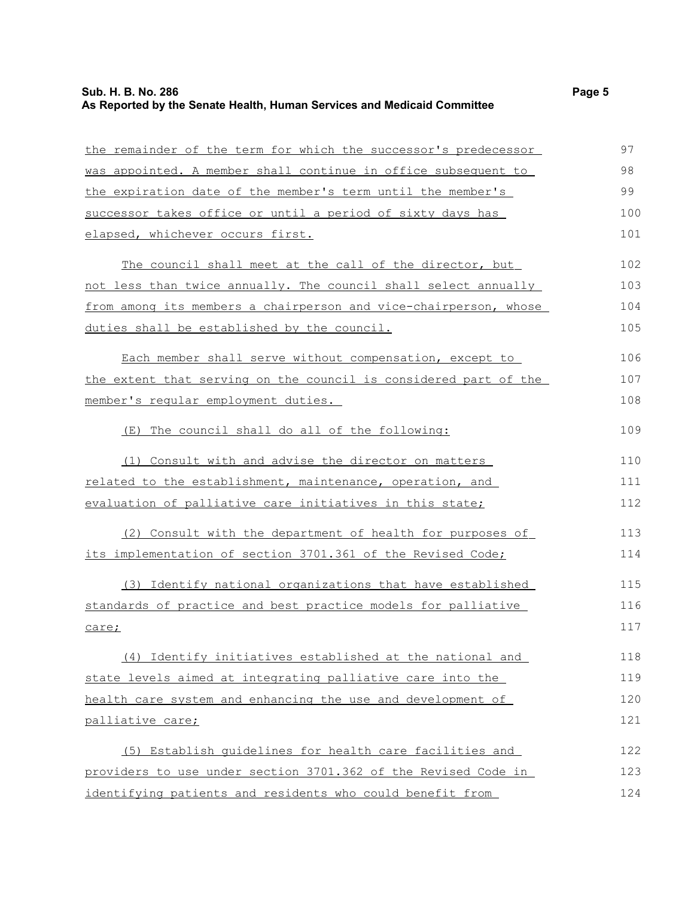the remainder of the term for which the successor's predecessor was appointed. A member shall continue in office subsequent to the expiration date of the member's term until the member's successor takes office or until a period of sixty days has elapsed, whichever occurs first.

The council shall meet at the call of the director, but not less than twice annually. The council shall select annually from among its members a chairperson and vice-chairperson, whose duties shall be established by the council.

Each member shall serve without compensation, except to the extent that serving on the council is considered part of the member's regular employment duties.

(E) The council shall do all of the following:

(1) Consult with and advise the director on matters related to the establishment, maintenance, operation, and evaluation of palliative care initiatives in this state;

(2) Consult with the department of health for purposes of its implementation of section 3701.361 of the Revised Code;

(3) Identify national organizations that have established standards of practice and best practice models for palliative care;

(4) Identify initiatives established at the national and state levels aimed at integrating palliative care into the health care system and enhancing the use and development of palliative care;

(5) Establish guidelines for health care facilities and providers to use under section 3701.362 of the Revised Code in identifying patients and residents who could benefit from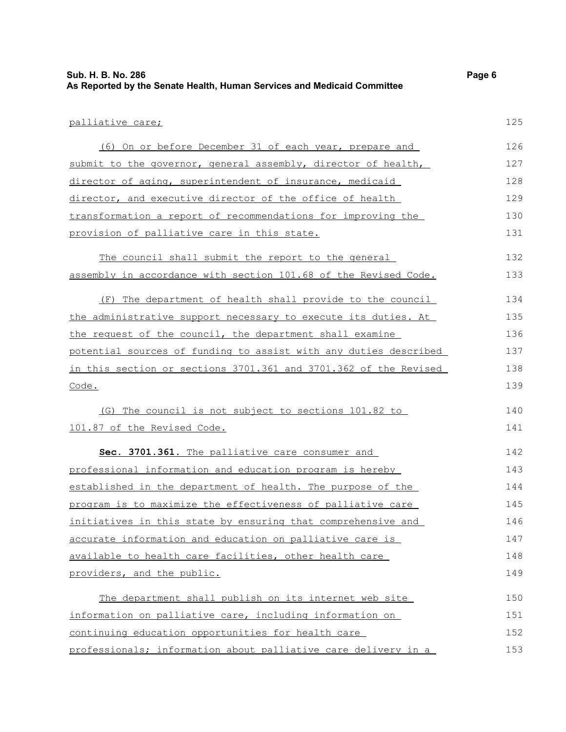palliative care;

(6) On or before December 31 of each year, prepare and submit to the governor, general assembly, director of health, director of aging, superintendent of insurance, medicaid director, and executive director of the office of health transformation a report of recommendations for improving the provision of palliative care in this state.

The council shall submit the report to the general assembly in accordance with section 101.68 of the Revised Code.

(F) The department of health shall provide to the council the administrative support necessary to execute its duties. At the request of the council, the department shall examine potential sources of funding to assist with any duties described in this section or sections 3701.361 and 3701.362 of the Revised Code.

(G) The council is not subject to sections 101.82 to 101.87 of the Revised Code.

**Sec. 3701.361.** The palliative care consumer and professional information and education program is hereby established in the department of health. The purpose of the program is to maximize the effectiveness of palliative care initiatives in this state by ensuring that comprehensive and accurate information and education on palliative care is available to health care facilities, other health care providers, and the public.

The department shall publish on its internet web site information on palliative care, including information on continuing education opportunities for health care professionals; information about palliative care delivery in a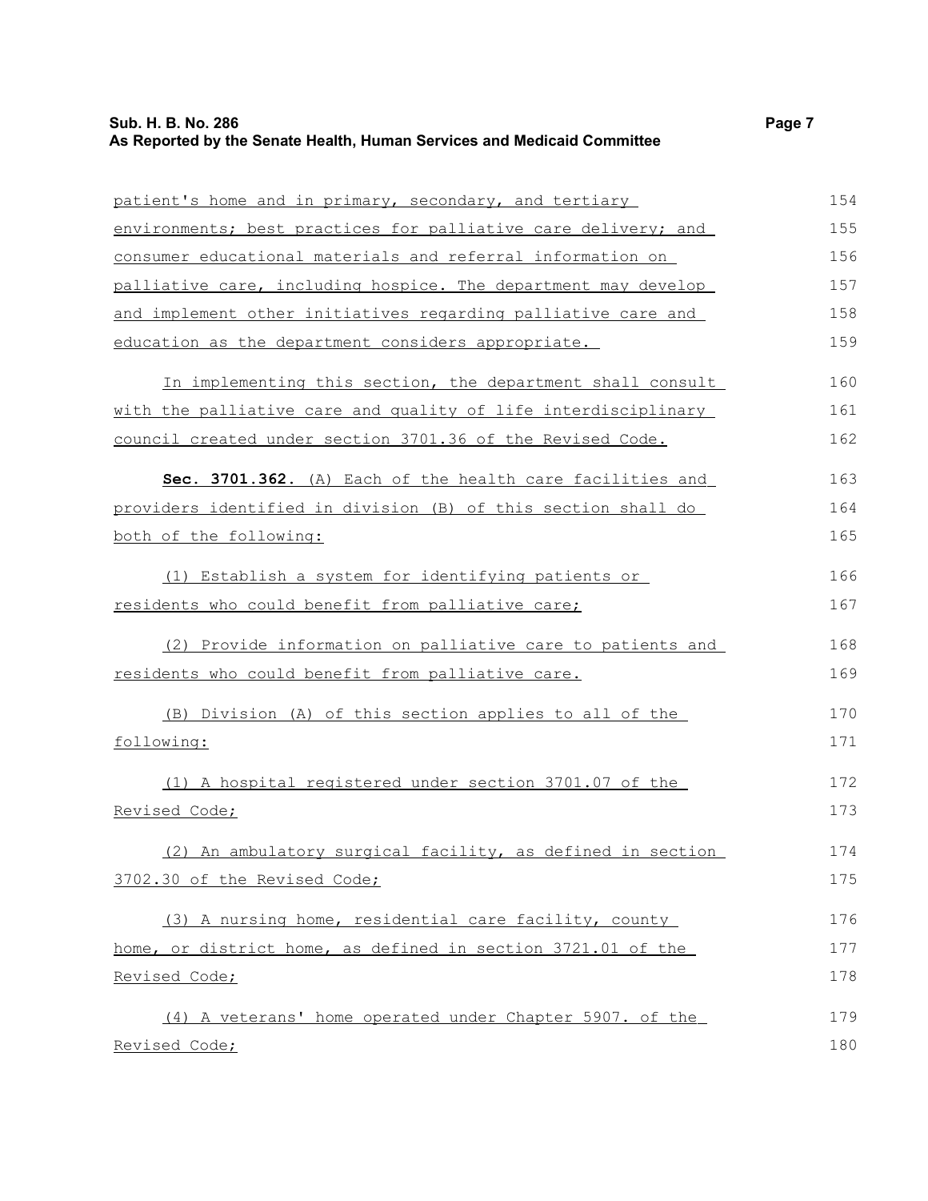patient's home and in primary, secondary, and tertiary environments; best practices for palliative care delivery; and consumer educational materials and referral information on palliative care, including hospice. The department may develop and implement other initiatives regarding palliative care and education as the department considers appropriate.

In implementing this section, the department shall consult with the palliative care and quality of life interdisciplinary council created under section 3701.36 of the Revised Code.

**Sec. 3701.362.** (A) Each of the health care facilities and providers identified in division (B) of this section shall do both of the following:

(1) Establish a system for identifying patients or residents who could benefit from palliative care;

(2) Provide information on palliative care to patients and residents who could benefit from palliative care.

(B) Division (A) of this section applies to all of the following:

(1) A hospital registered under section 3701.07 of the Revised Code;

(2) An ambulatory surgical facility, as defined in section 3702.30 of the Revised Code;

(3) A nursing home, residential care facility, county home, or district home, as defined in section 3721.01 of the Revised Code;

(4) A veterans' home operated under Chapter 5907. of the Revised Code;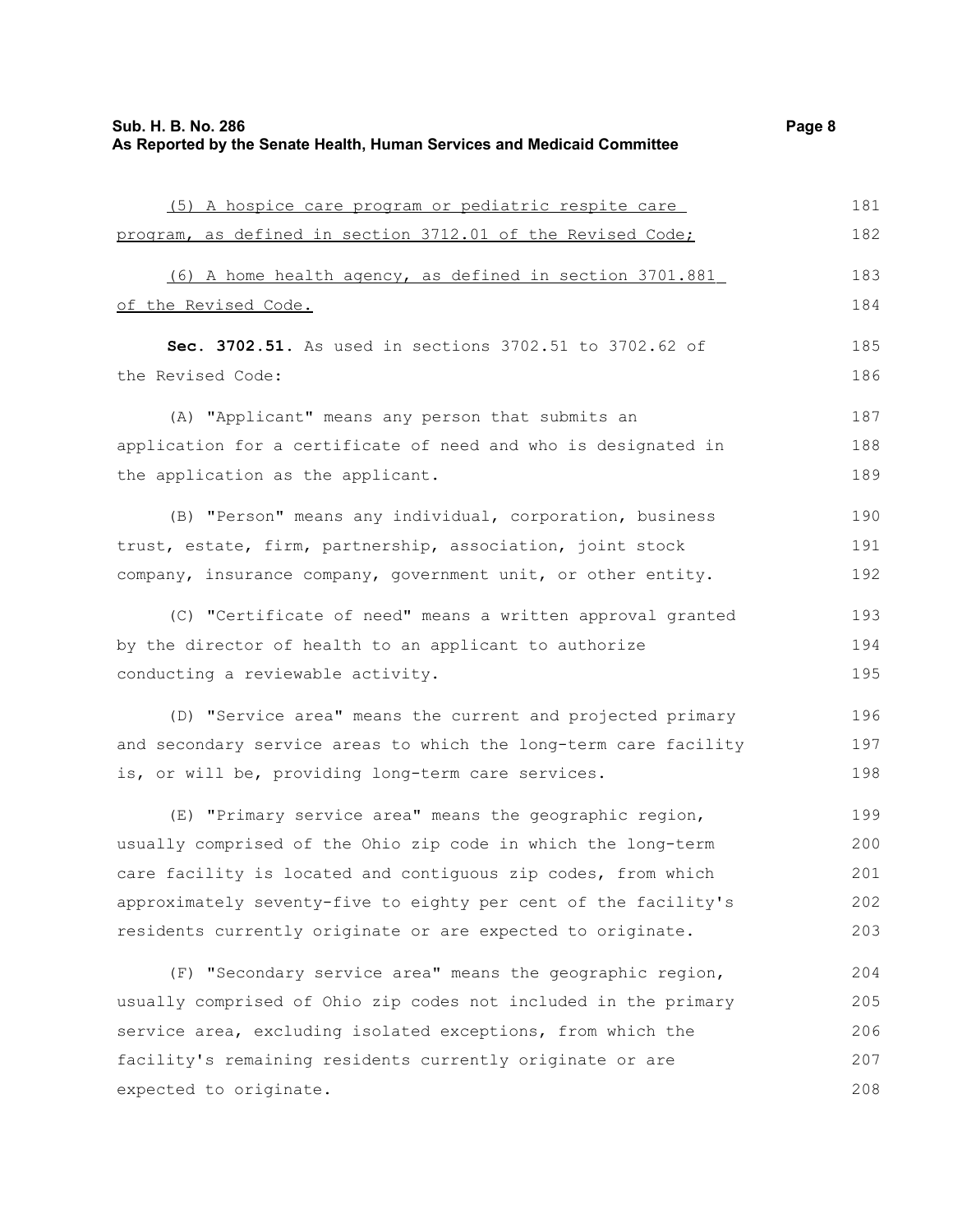(5) A hospice care program or pediatric respite care program, as defined in section 3712.01 of the Revised Code;

(6) A home health agency, as defined in section 3701.881 of the Revised Code.

**Sec. 3702.51.** As used in sections 3702.51 to 3702.62 of the Revised Code:

(A) "Applicant" means any person that submits an application for a certificate of need and who is designated in the application as the applicant.

(B) "Person" means any individual, corporation, business trust, estate, firm, partnership, association, joint stock company, insurance company, government unit, or other entity.

(C) "Certificate of need" means a written approval granted by the director of health to an applicant to authorize conducting a reviewable activity.

(D) "Service area" means the current and projected primary and secondary service areas to which the long-term care facility is, or will be, providing long-term care services.

(E) "Primary service area" means the geographic region, usually comprised of the Ohio zip code in which the long-term care facility is located and contiguous zip codes, from which approximately seventy-five to eighty per cent of the facility's residents currently originate or are expected to originate.

(F) "Secondary service area" means the geographic region, usually comprised of Ohio zip codes not included in the primary service area, excluding isolated exceptions, from which the facility's remaining residents currently originate or are expected to originate.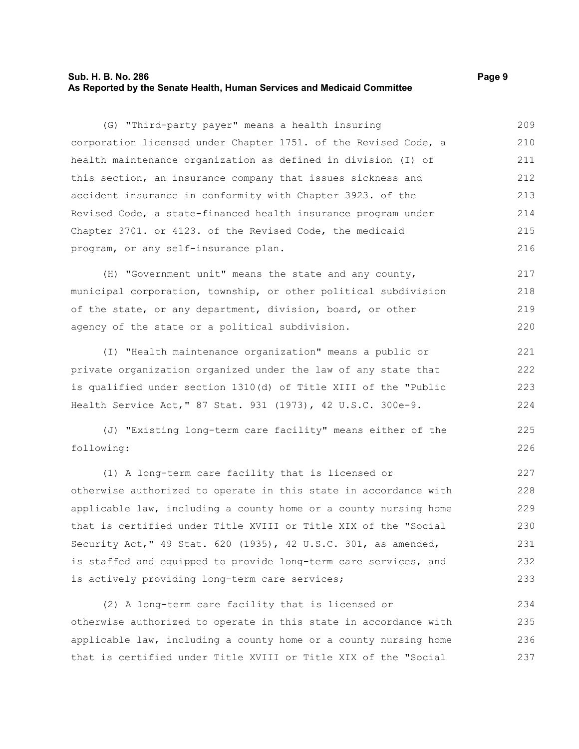(G) "Third-party payer" means a health insuring corporation licensed under Chapter 1751. of the Revised Code, a health maintenance organization as defined in division (I) of this section, an insurance company that issues sickness and accident insurance in conformity with Chapter 3923. of the Revised Code, a state-financed health insurance program under Chapter 3701. or 4123. of the Revised Code, the medicaid program, or any self-insurance plan.

(H) "Government unit" means the state and any county, municipal corporation, township, or other political subdivision of the state, or any department, division, board, or other agency of the state or a political subdivision.

(I) "Health maintenance organization" means a public or private organization organized under the law of any state that is qualified under section 1310(d) of Title XIII of the "Public Health Service Act," 87 Stat. 931 (1973), 42 U.S.C. 300e-9.

(J) "Existing long-term care facility" means either of the following:

(1) A long-term care facility that is licensed or otherwise authorized to operate in this state in accordance with applicable law, including a county home or a county nursing home that is certified under Title XVIII or Title XIX of the "Social Security Act," 49 Stat. 620 (1935), 42 U.S.C. 301, as amended, is staffed and equipped to provide long-term care services, and is actively providing long-term care services;

(2) A long-term care facility that is licensed or otherwise authorized to operate in this state in accordance with applicable law, including a county home or a county nursing home that is certified under Title XVIII or Title XIX of the "Social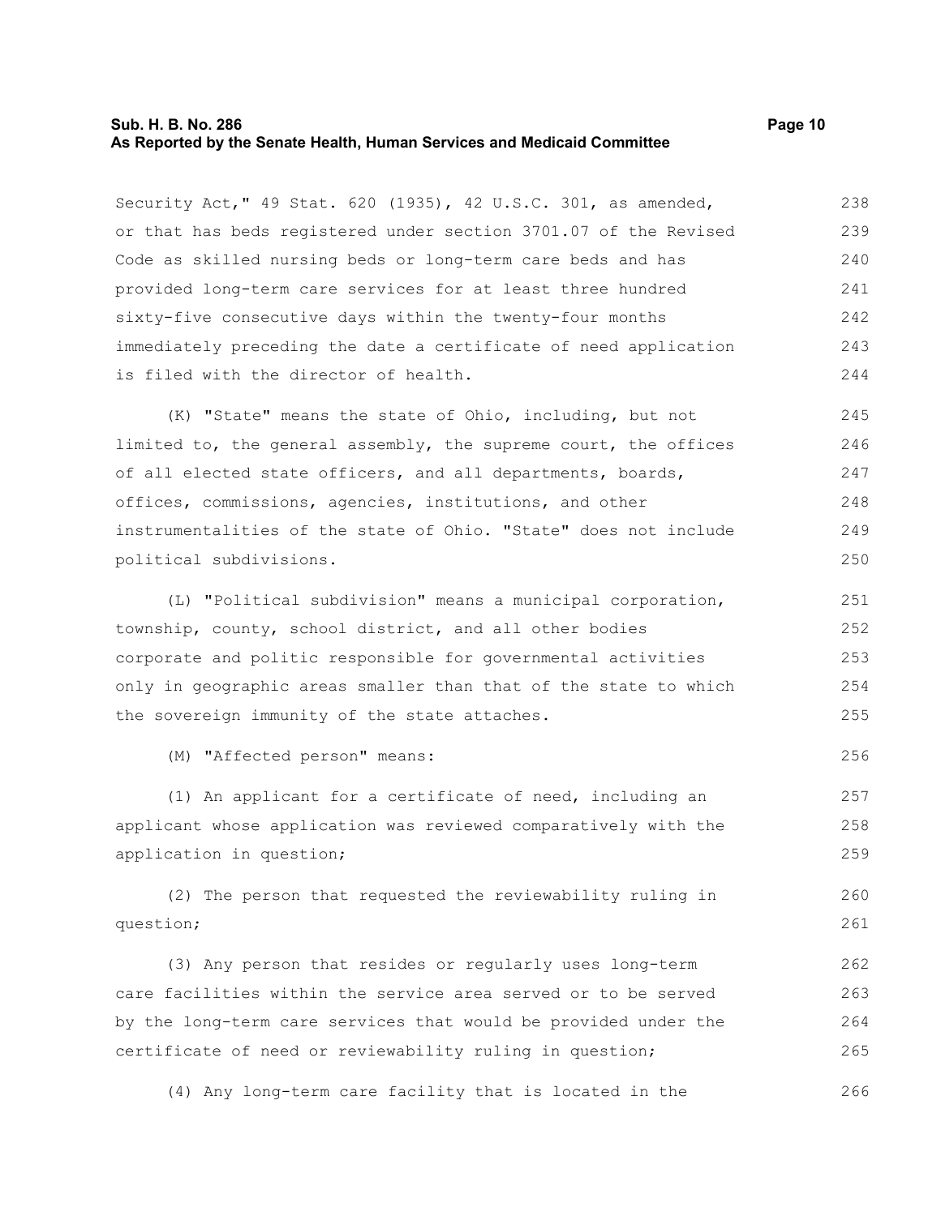Security Act," 49 Stat. 620 (1935), 42 U.S.C. 301, as amended, or that has beds registered under section 3701.07 of the Revised Code as skilled nursing beds or long-term care beds and has provided long-term care services for at least three hundred sixty-five consecutive days within the twenty-four months immediately preceding the date a certificate of need application is filed with the director of health.

(K) "State" means the state of Ohio, including, but not limited to, the general assembly, the supreme court, the offices of all elected state officers, and all departments, boards, offices, commissions, agencies, institutions, and other instrumentalities of the state of Ohio. "State" does not include political subdivisions.

(L) "Political subdivision" means a municipal corporation, township, county, school district, and all other bodies corporate and politic responsible for governmental activities only in geographic areas smaller than that of the state to which the sovereign immunity of the state attaches.

(M) "Affected person" means:

(1) An applicant for a certificate of need, including an applicant whose application was reviewed comparatively with the application in question;

(2) The person that requested the reviewability ruling in question;

(3) Any person that resides or regularly uses long-term care facilities within the service area served or to be served by the long-term care services that would be provided under the certificate of need or reviewability ruling in question;

(4) Any long-term care facility that is located in the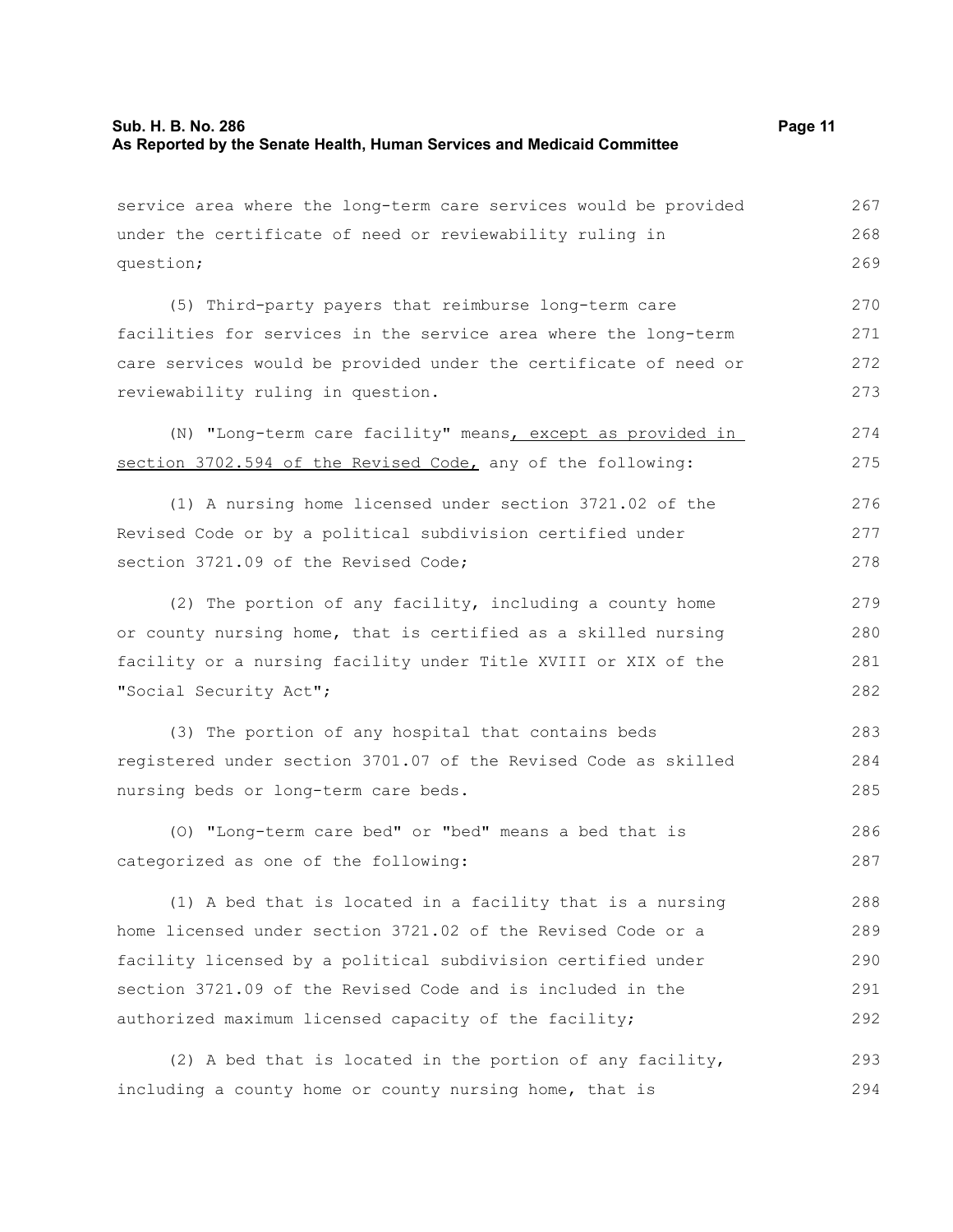service area where the long-term care services would be provided under the certificate of need or reviewability ruling in question;

(5) Third-party payers that reimburse long-term care facilities for services in the service area where the long-term care services would be provided under the certificate of need or reviewability ruling in question.

(N) "Long-term care facility" means, except as provided in section 3702.594 of the Revised Code, any of the following:

(1) A nursing home licensed under section 3721.02 of the Revised Code or by a political subdivision certified under section 3721.09 of the Revised Code;

(2) The portion of any facility, including a county home or county nursing home, that is certified as a skilled nursing facility or a nursing facility under Title XVIII or XIX of the "Social Security Act";

(3) The portion of any hospital that contains beds registered under section 3701.07 of the Revised Code as skilled nursing beds or long-term care beds.

(O) "Long-term care bed" or "bed" means a bed that is categorized as one of the following:

(1) A bed that is located in a facility that is a nursing home licensed under section 3721.02 of the Revised Code or a facility licensed by a political subdivision certified under section 3721.09 of the Revised Code and is included in the authorized maximum licensed capacity of the facility;

(2) A bed that is located in the portion of any facility, including a county home or county nursing home, that is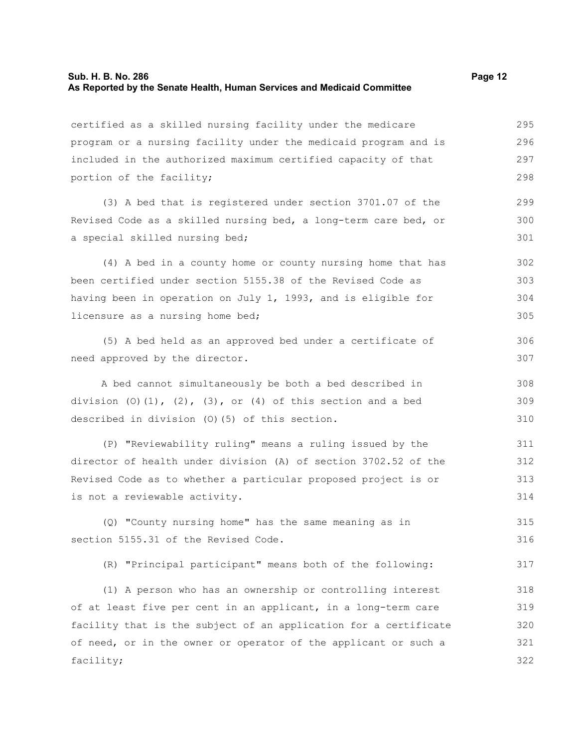certified as a skilled nursing facility under the medicare program or a nursing facility under the medicaid program and is included in the authorized maximum certified capacity of that portion of the facility;

(3) A bed that is registered under section 3701.07 of the Revised Code as a skilled nursing bed, a long-term care bed, or a special skilled nursing bed;

(4) A bed in a county home or county nursing home that has been certified under section 5155.38 of the Revised Code as having been in operation on July 1, 1993, and is eligible for licensure as a nursing home bed;

(5) A bed held as an approved bed under a certificate of need approved by the director.

A bed cannot simultaneously be both a bed described in division (O)(1), (2), (3), or (4) of this section and a bed described in division (O)(5) of this section.

(P) "Reviewability ruling" means a ruling issued by the director of health under division (A) of section 3702.52 of the Revised Code as to whether a particular proposed project is or is not a reviewable activity.

(Q) "County nursing home" has the same meaning as in section 5155.31 of the Revised Code.

(R) "Principal participant" means both of the following:

(1) A person who has an ownership or controlling interest of at least five per cent in an applicant, in a long-term care facility that is the subject of an application for a certificate of need, or in the owner or operator of the applicant or such a facility;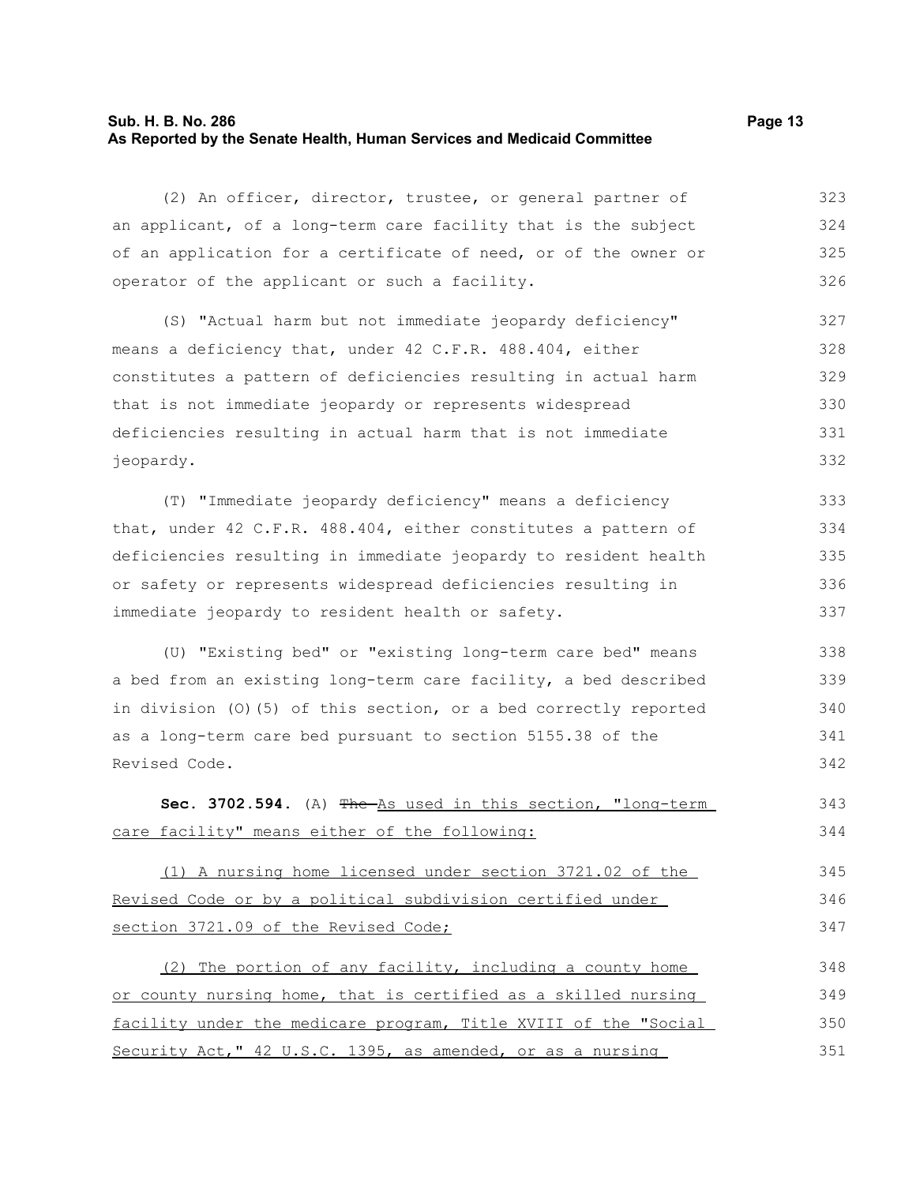(2) An officer, director, trustee, or general partner of an applicant, of a long-term care facility that is the subject of an application for a certificate of need, or of the owner or operator of the applicant or such a facility.

(S) "Actual harm but not immediate jeopardy deficiency" means a deficiency that, under 42 C.F.R. 488.404, either constitutes a pattern of deficiencies resulting in actual harm that is not immediate jeopardy or represents widespread deficiencies resulting in actual harm that is not immediate jeopardy.

(T) "Immediate jeopardy deficiency" means a deficiency that, under 42 C.F.R. 488.404, either constitutes a pattern of deficiencies resulting in immediate jeopardy to resident health or safety or represents widespread deficiencies resulting in immediate jeopardy to resident health or safety.

(U) "Existing bed" or "existing long-term care bed" means a bed from an existing long-term care facility, a bed described in division (O)(5) of this section, or a bed correctly reported as a long-term care bed pursuant to section 5155.38 of the Revised Code.

**Sec. 3702.594.** (A) ~~The~~ <u>As used in this section, "long-term care facility" means either of the following:</u>

<u>(1) A nursing home licensed under section 3721.02 of the Revised Code or by a political subdivision certified under section 3721.09 of the Revised Code;</u>

<u>(2) The portion of any facility, including a county home or county nursing home, that is certified as a skilled nursing facility under the medicare program, Title XVIII of the "Social Security Act," 42 U.S.C. 1395, as amended, or as a nursing</u>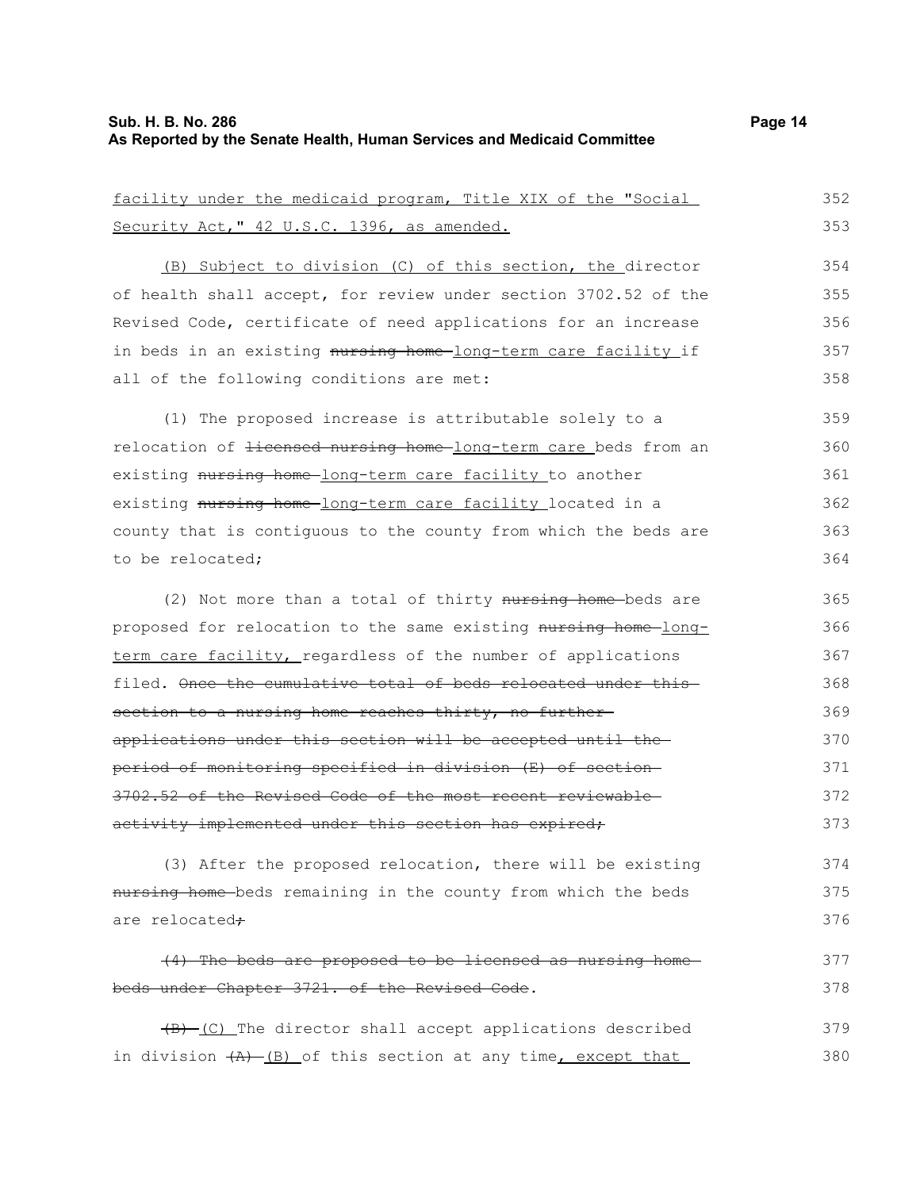facility under the medicaid program, Title XIX of the "Social Security Act," 42 U.S.C. 1396, as amended.

(B) Subject to division (C) of this section, the director of health shall accept, for review under section 3702.52 of the Revised Code, certificate of need applications for an increase in beds in an existing ~~nursing home~~ long-term care facility if all of the following conditions are met:

(1) The proposed increase is attributable solely to a relocation of ~~licensed nursing home~~ long-term care beds from an existing ~~nursing home~~ long-term care facility to another existing ~~nursing home~~ long-term care facility located in a county that is contiguous to the county from which the beds are to be relocated;

(2) Not more than a total of thirty ~~nursing home~~ beds are proposed for relocation to the same existing ~~nursing home~~ long-term care facility, regardless of the number of applications filed. ~~Once the cumulative total of beds relocated under this section to a nursing home reaches thirty, no further applications under this section will be accepted until the period of monitoring specified in division (E) of section 3702.52 of the Revised Code of the most recent reviewable activity implemented under this section has expired;~~

(3) After the proposed relocation, there will be existing ~~nursing home~~ beds remaining in the county from which the beds are relocated~~;~~

~~(4) The beds are proposed to be licensed as nursing home beds under Chapter 3721. of the Revised Code~~.

~~(B)~~ (C) The director shall accept applications described in division ~~(A)~~ (B) of this section at any time, except that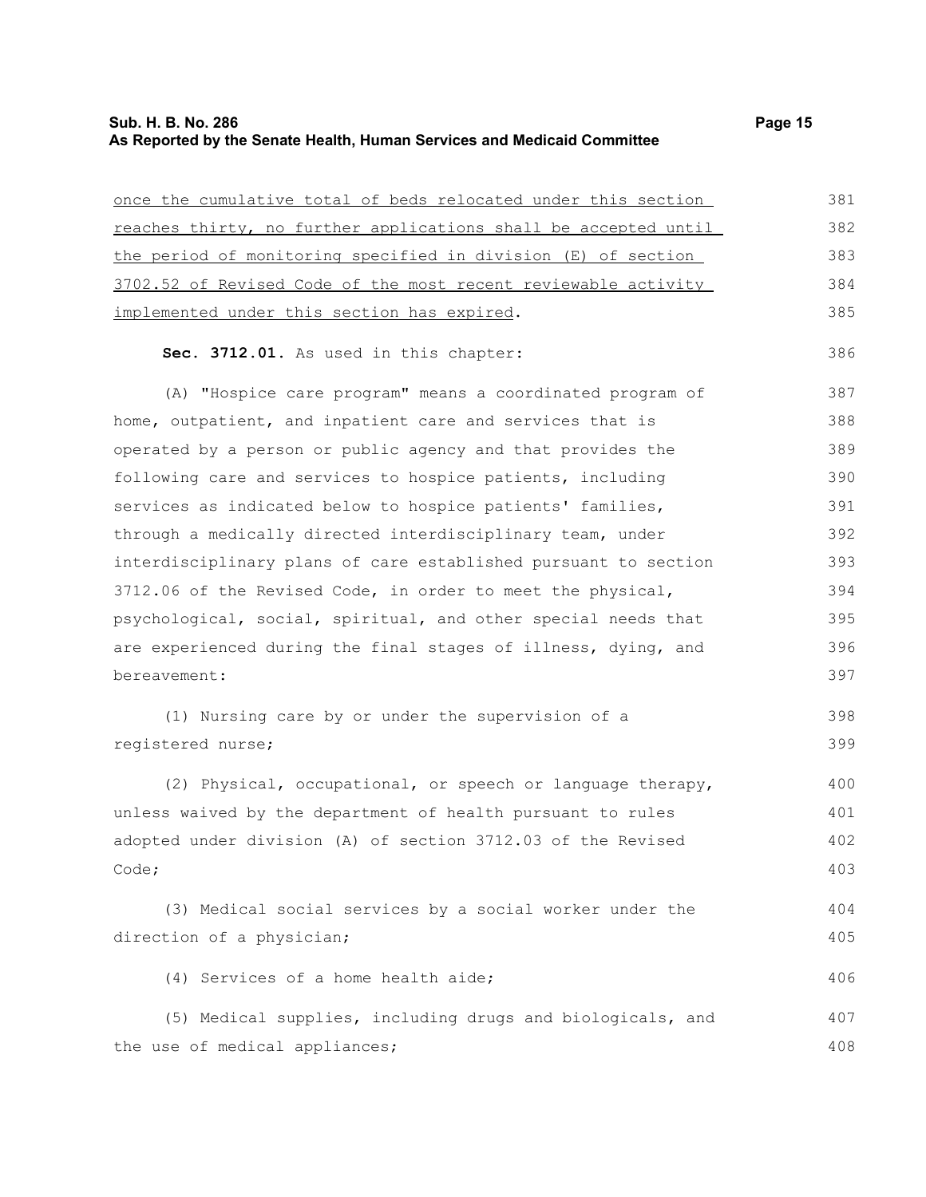once the cumulative total of beds relocated under this section reaches thirty, no further applications shall be accepted until the period of monitoring specified in division (E) of section 3702.52 of Revised Code of the most recent reviewable activity implemented under this section has expired.

**Sec. 3712.01.** As used in this chapter:

(A) "Hospice care program" means a coordinated program of home, outpatient, and inpatient care and services that is operated by a person or public agency and that provides the following care and services to hospice patients, including services as indicated below to hospice patients' families, through a medically directed interdisciplinary team, under interdisciplinary plans of care established pursuant to section 3712.06 of the Revised Code, in order to meet the physical, psychological, social, spiritual, and other special needs that are experienced during the final stages of illness, dying, and bereavement:

(1) Nursing care by or under the supervision of a registered nurse;

(2) Physical, occupational, or speech or language therapy, unless waived by the department of health pursuant to rules adopted under division (A) of section 3712.03 of the Revised Code;

(3) Medical social services by a social worker under the direction of a physician;

(4) Services of a home health aide;

(5) Medical supplies, including drugs and biologicals, and the use of medical appliances;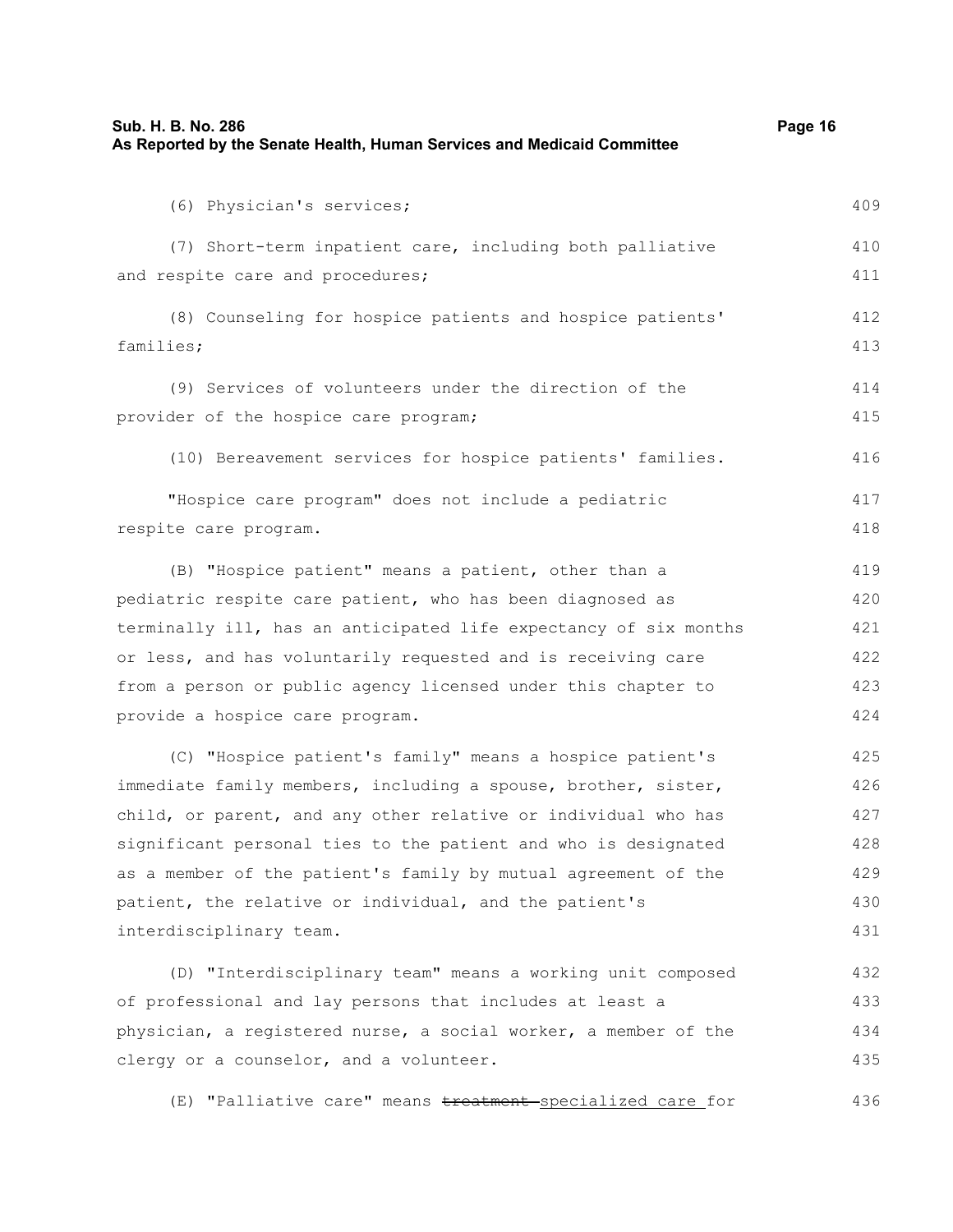(6) Physician's services;

(7) Short-term inpatient care, including both palliative and respite care and procedures;

(8) Counseling for hospice patients and hospice patients' families;

(9) Services of volunteers under the direction of the provider of the hospice care program;

(10) Bereavement services for hospice patients' families.

"Hospice care program" does not include a pediatric respite care program.

(B) "Hospice patient" means a patient, other than a pediatric respite care patient, who has been diagnosed as terminally ill, has an anticipated life expectancy of six months or less, and has voluntarily requested and is receiving care from a person or public agency licensed under this chapter to provide a hospice care program.

(C) "Hospice patient's family" means a hospice patient's immediate family members, including a spouse, brother, sister, child, or parent, and any other relative or individual who has significant personal ties to the patient and who is designated as a member of the patient's family by mutual agreement of the patient, the relative or individual, and the patient's interdisciplinary team.

(D) "Interdisciplinary team" means a working unit composed of professional and lay persons that includes at least a physician, a registered nurse, a social worker, a member of the clergy or a counselor, and a volunteer.

(E) "Palliative care" means ~~treatment~~ specialized care for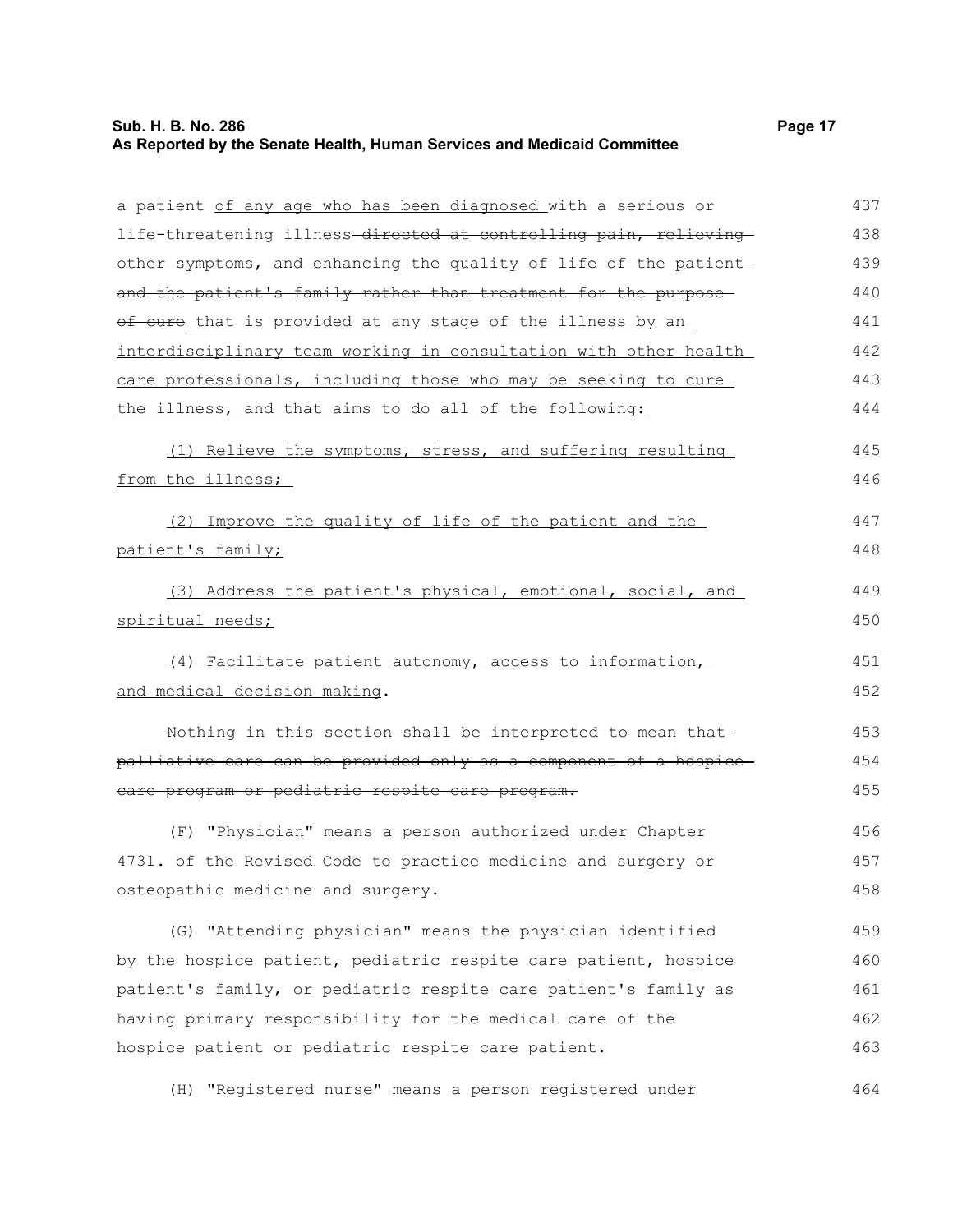a patient of any age who has been diagnosed with a serious or life-threatening illness ~~directed at controlling pain, relieving other symptoms, and enhancing the quality of life of the patient and the patient's family rather than treatment for the purpose of cure~~ that is provided at any stage of the illness by an interdisciplinary team working in consultation with other health care professionals, including those who may be seeking to cure the illness, and that aims to do all of the following:

(1) Relieve the symptoms, stress, and suffering resulting from the illness;

(2) Improve the quality of life of the patient and the patient's family;

(3) Address the patient's physical, emotional, social, and spiritual needs;

(4) Facilitate patient autonomy, access to information, and medical decision making.

~~Nothing in this section shall be interpreted to mean that palliative care can be provided only as a component of a hospice care program or pediatric respite care program.~~

(F) "Physician" means a person authorized under Chapter 4731. of the Revised Code to practice medicine and surgery or osteopathic medicine and surgery.

(G) "Attending physician" means the physician identified by the hospice patient, pediatric respite care patient, hospice patient's family, or pediatric respite care patient's family as having primary responsibility for the medical care of the hospice patient or pediatric respite care patient.

(H) "Registered nurse" means a person registered under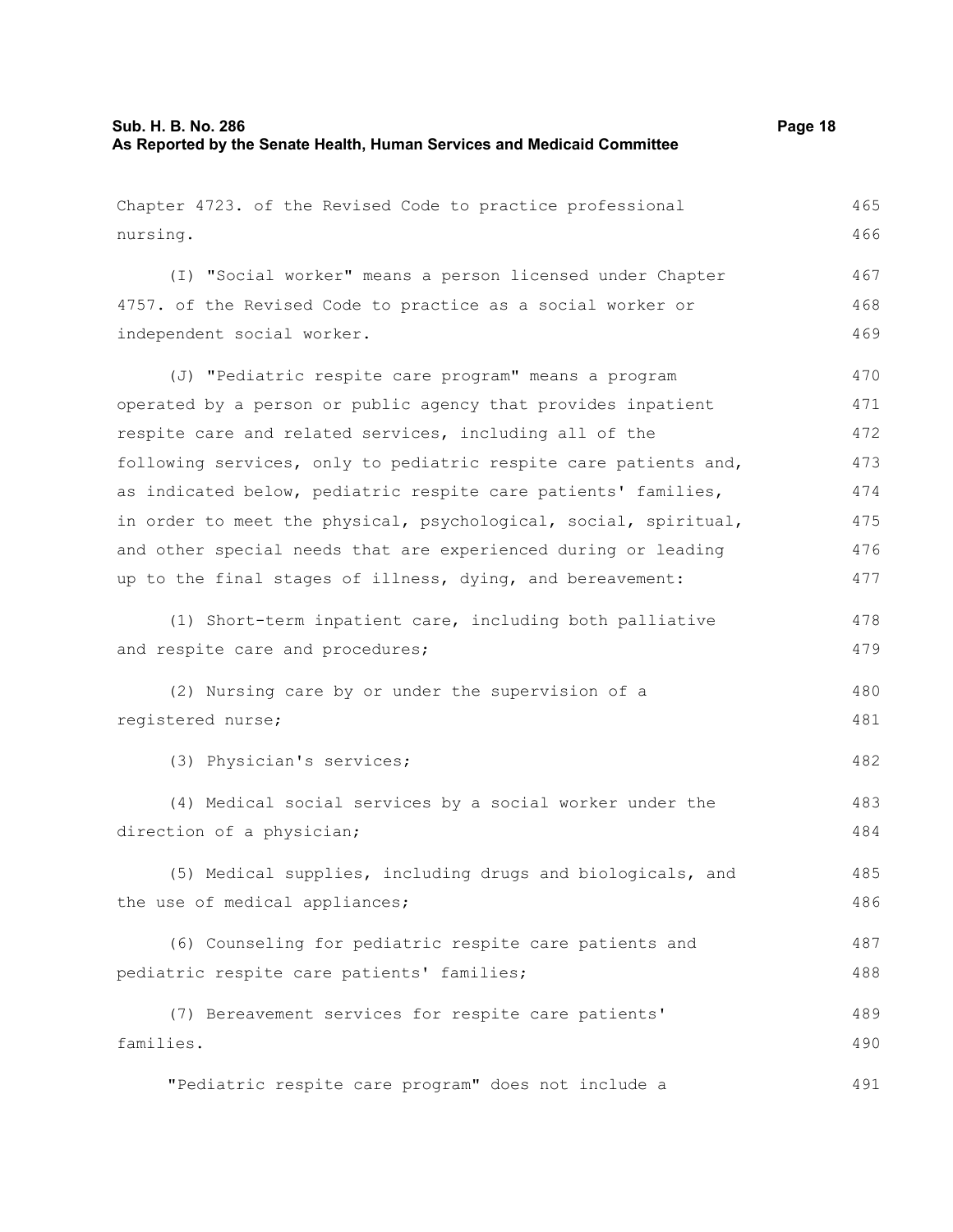Chapter 4723. of the Revised Code to practice professional nursing.

(I) "Social worker" means a person licensed under Chapter 4757. of the Revised Code to practice as a social worker or independent social worker.

(J) "Pediatric respite care program" means a program operated by a person or public agency that provides inpatient respite care and related services, including all of the following services, only to pediatric respite care patients and, as indicated below, pediatric respite care patients' families, in order to meet the physical, psychological, social, spiritual, and other special needs that are experienced during or leading up to the final stages of illness, dying, and bereavement:

(1) Short-term inpatient care, including both palliative and respite care and procedures;

(2) Nursing care by or under the supervision of a registered nurse;

(3) Physician's services;

(4) Medical social services by a social worker under the direction of a physician;

(5) Medical supplies, including drugs and biologicals, and the use of medical appliances;

(6) Counseling for pediatric respite care patients and pediatric respite care patients' families;

(7) Bereavement services for respite care patients' families.

"Pediatric respite care program" does not include a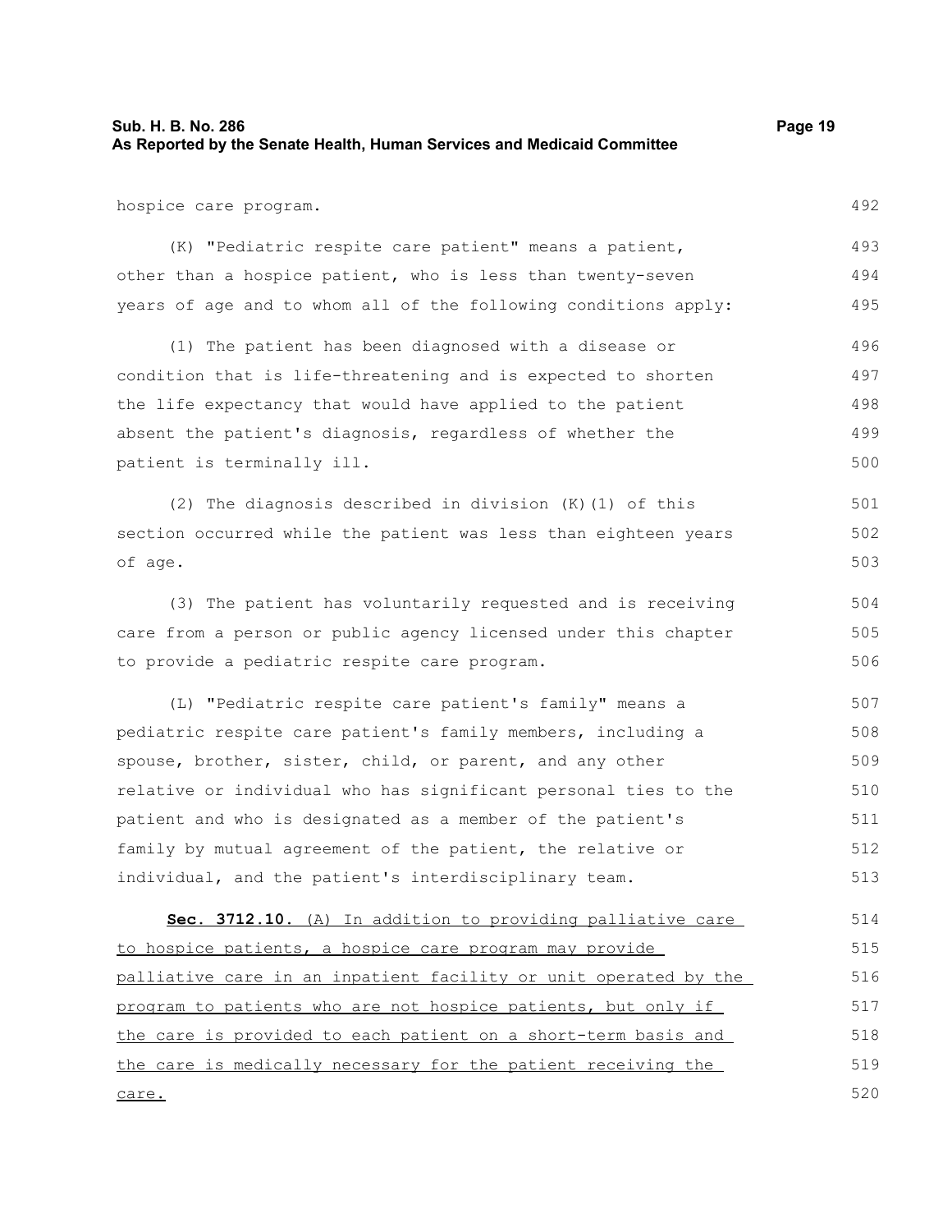hospice care program.

(K) "Pediatric respite care patient" means a patient, other than a hospice patient, who is less than twenty-seven years of age and to whom all of the following conditions apply:

(1) The patient has been diagnosed with a disease or condition that is life-threatening and is expected to shorten the life expectancy that would have applied to the patient absent the patient's diagnosis, regardless of whether the patient is terminally ill.

(2) The diagnosis described in division (K)(1) of this section occurred while the patient was less than eighteen years of age.

(3) The patient has voluntarily requested and is receiving care from a person or public agency licensed under this chapter to provide a pediatric respite care program.

(L) "Pediatric respite care patient's family" means a pediatric respite care patient's family members, including a spouse, brother, sister, child, or parent, and any other relative or individual who has significant personal ties to the patient and who is designated as a member of the patient's family by mutual agreement of the patient, the relative or individual, and the patient's interdisciplinary team.

**Sec. 3712.10.** (A) In addition to providing palliative care to hospice patients, a hospice care program may provide palliative care in an inpatient facility or unit operated by the program to patients who are not hospice patients, but only if the care is provided to each patient on a short-term basis and the care is medically necessary for the patient receiving the care.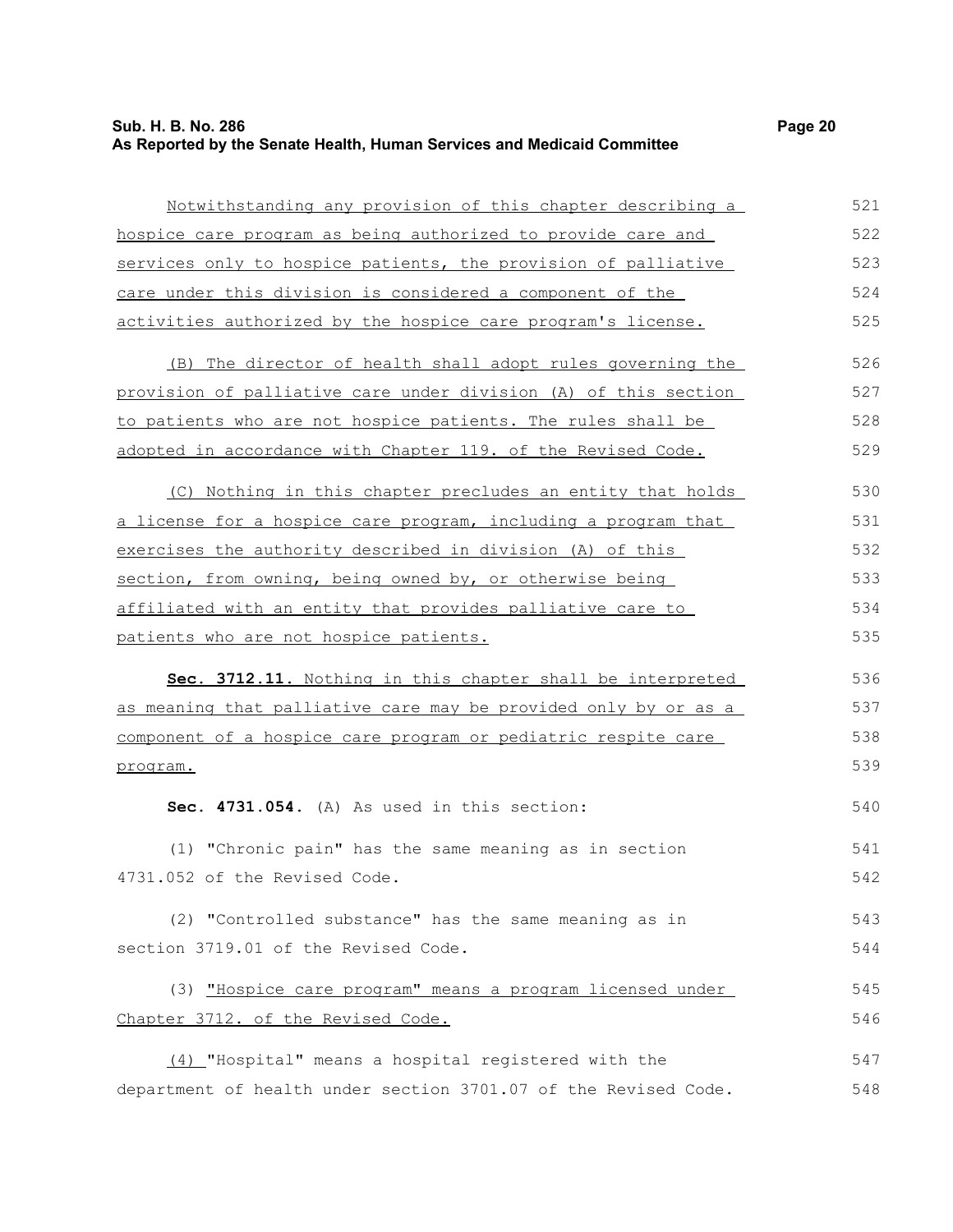Notwithstanding any provision of this chapter describing a hospice care program as being authorized to provide care and services only to hospice patients, the provision of palliative care under this division is considered a component of the activities authorized by the hospice care program's license.

(B) The director of health shall adopt rules governing the provision of palliative care under division (A) of this section to patients who are not hospice patients. The rules shall be adopted in accordance with Chapter 119. of the Revised Code.

(C) Nothing in this chapter precludes an entity that holds a license for a hospice care program, including a program that exercises the authority described in division (A) of this section, from owning, being owned by, or otherwise being affiliated with an entity that provides palliative care to patients who are not hospice patients.

**Sec. 3712.11.** Nothing in this chapter shall be interpreted as meaning that palliative care may be provided only by or as a component of a hospice care program or pediatric respite care program.

**Sec. 4731.054.** (A) As used in this section:

(1) "Chronic pain" has the same meaning as in section 4731.052 of the Revised Code.

(2) "Controlled substance" has the same meaning as in section 3719.01 of the Revised Code.

(3) "Hospice care program" means a program licensed under Chapter 3712. of the Revised Code.

(4) "Hospital" means a hospital registered with the department of health under section 3701.07 of the Revised Code.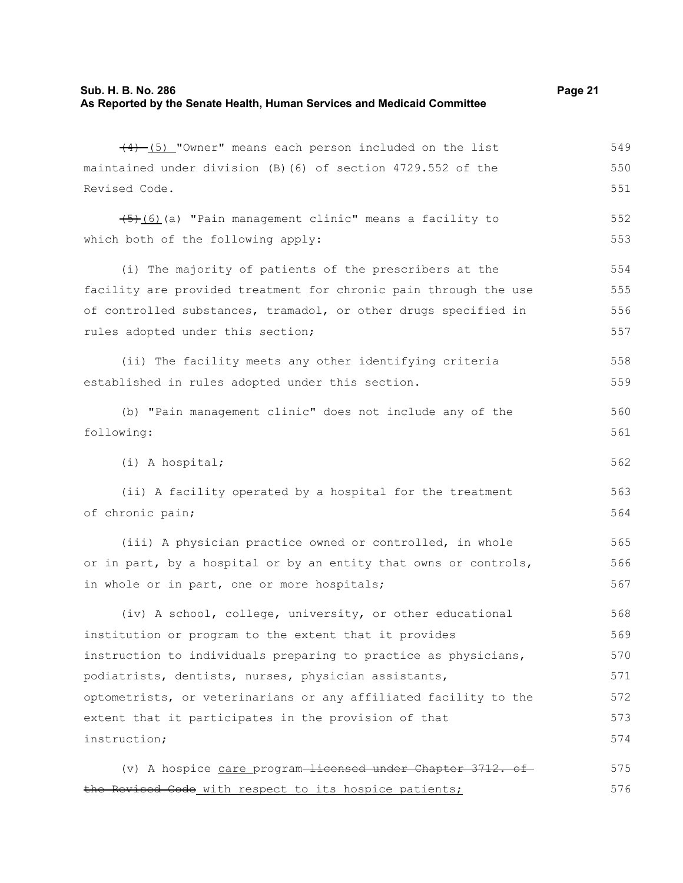(4) (5) "Owner" means each person included on the list maintained under division (B)(6) of section 4729.552 of the Revised Code.

(5)(6)(a) "Pain management clinic" means a facility to which both of the following apply:

(i) The majority of patients of the prescribers at the facility are provided treatment for chronic pain through the use of controlled substances, tramadol, or other drugs specified in rules adopted under this section;

(ii) The facility meets any other identifying criteria established in rules adopted under this section.

(b) "Pain management clinic" does not include any of the following:

(i) A hospital;

(ii) A facility operated by a hospital for the treatment of chronic pain;

(iii) A physician practice owned or controlled, in whole or in part, by a hospital or by an entity that owns or controls, in whole or in part, one or more hospitals;

(iv) A school, college, university, or other educational institution or program to the extent that it provides instruction to individuals preparing to practice as physicians, podiatrists, dentists, nurses, physician assistants, optometrists, or veterinarians or any affiliated facility to the extent that it participates in the provision of that instruction;

(v) A hospice care program licensed under Chapter 3712. of the Revised Code with respect to its hospice patients;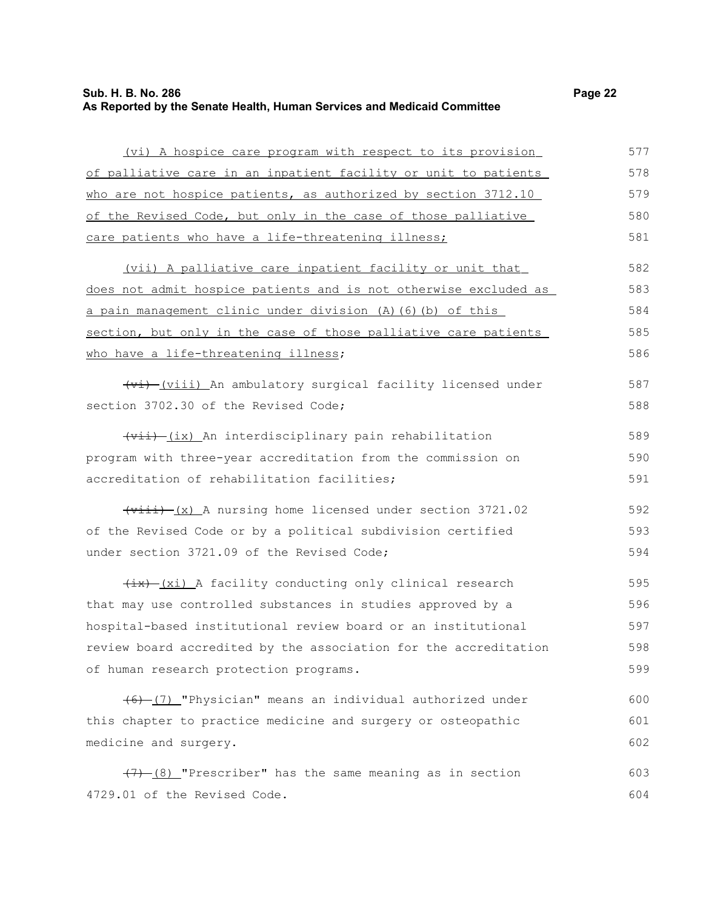(vi) A hospice care program with respect to its provision of palliative care in an inpatient facility or unit to patients who are not hospice patients, as authorized by section 3712.10 of the Revised Code, but only in the case of those palliative care patients who have a life-threatening illness;

(vii) A palliative care inpatient facility or unit that does not admit hospice patients and is not otherwise excluded as a pain management clinic under division (A)(6)(b) of this section, but only in the case of those palliative care patients who have a life-threatening illness;

~~(vi)~~ (viii) An ambulatory surgical facility licensed under section 3702.30 of the Revised Code;

~~(vii)~~ (ix) An interdisciplinary pain rehabilitation program with three-year accreditation from the commission on accreditation of rehabilitation facilities;

~~(viii)~~ (x) A nursing home licensed under section 3721.02 of the Revised Code or by a political subdivision certified under section 3721.09 of the Revised Code;

~~(ix)~~ (xi) A facility conducting only clinical research that may use controlled substances in studies approved by a hospital-based institutional review board or an institutional review board accredited by the association for the accreditation of human research protection programs.

~~(6)~~ (7) "Physician" means an individual authorized under this chapter to practice medicine and surgery or osteopathic medicine and surgery.

~~(7)~~ (8) "Prescriber" has the same meaning as in section 4729.01 of the Revised Code.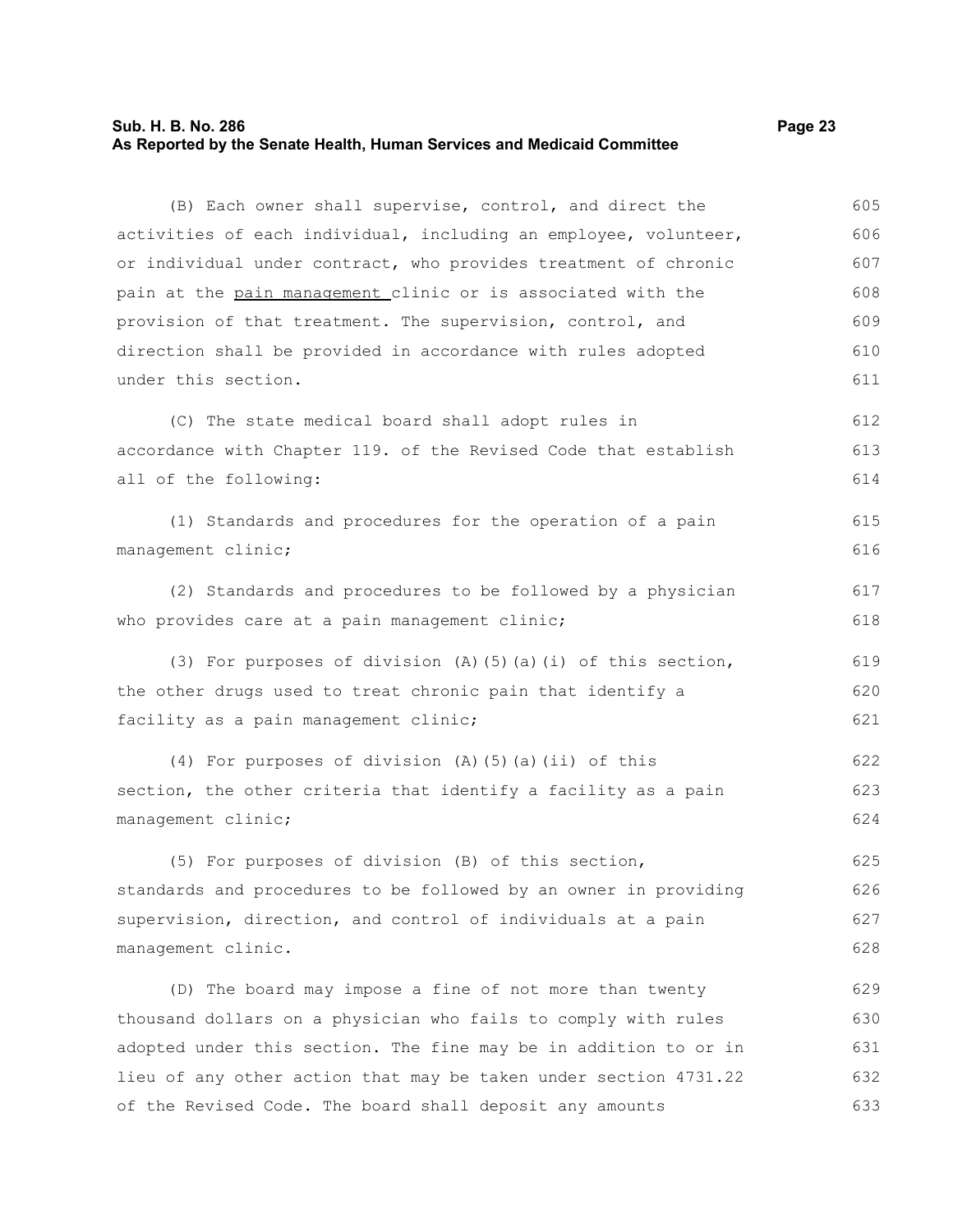(B) Each owner shall supervise, control, and direct the activities of each individual, including an employee, volunteer, or individual under contract, who provides treatment of chronic pain at the <u>pain management</u> clinic or is associated with the provision of that treatment. The supervision, control, and direction shall be provided in accordance with rules adopted under this section.

(C) The state medical board shall adopt rules in accordance with Chapter 119. of the Revised Code that establish all of the following:

(1) Standards and procedures for the operation of a pain management clinic;

(2) Standards and procedures to be followed by a physician who provides care at a pain management clinic;

(3) For purposes of division (A)(5)(a)(i) of this section, the other drugs used to treat chronic pain that identify a facility as a pain management clinic;

(4) For purposes of division (A)(5)(a)(ii) of this section, the other criteria that identify a facility as a pain management clinic;

(5) For purposes of division (B) of this section, standards and procedures to be followed by an owner in providing supervision, direction, and control of individuals at a pain management clinic.

(D) The board may impose a fine of not more than twenty thousand dollars on a physician who fails to comply with rules adopted under this section. The fine may be in addition to or in lieu of any other action that may be taken under section 4731.22 of the Revised Code. The board shall deposit any amounts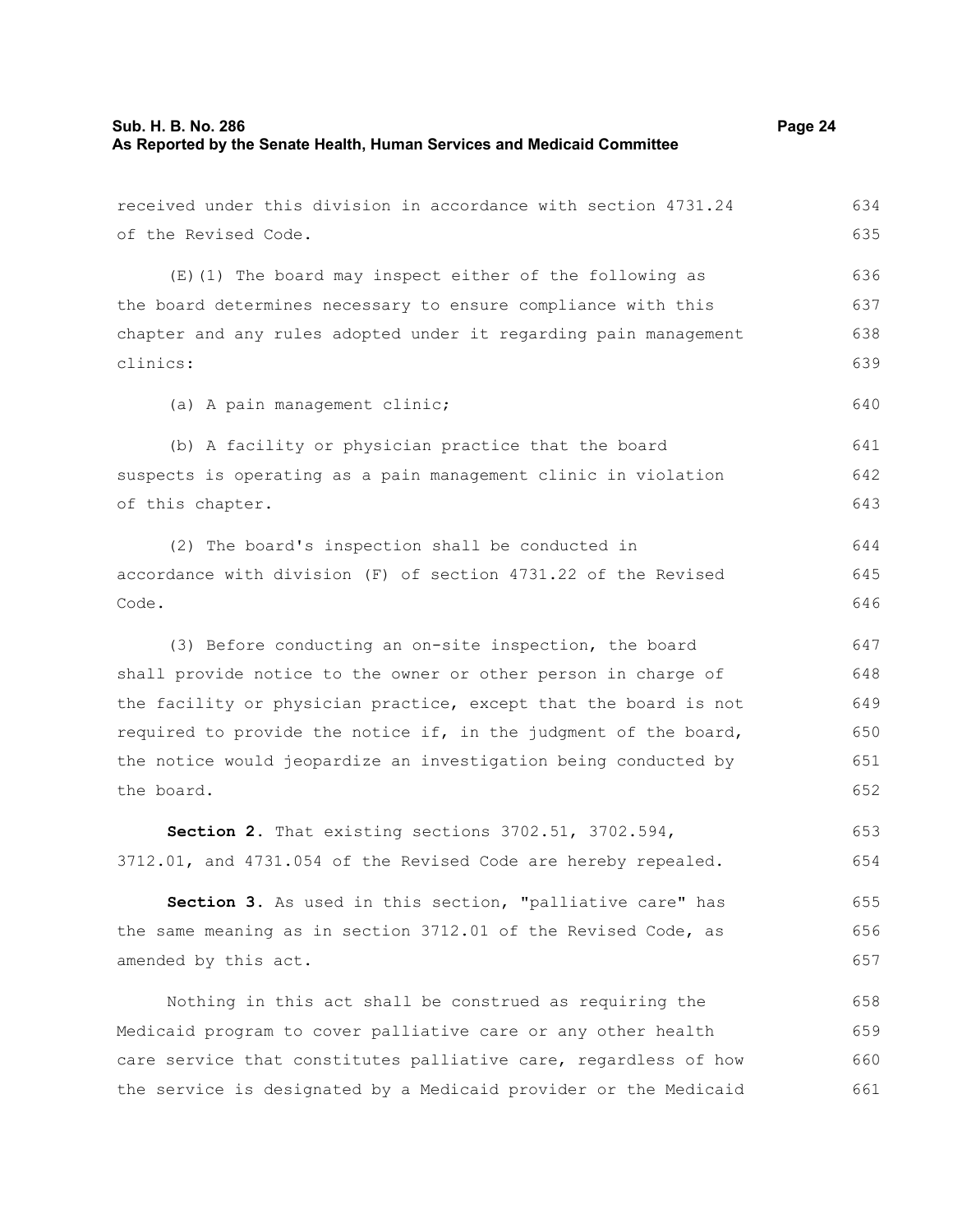received under this division in accordance with section 4731.24 of the Revised Code.

(E)(1) The board may inspect either of the following as the board determines necessary to ensure compliance with this chapter and any rules adopted under it regarding pain management clinics:

(a) A pain management clinic;

(b) A facility or physician practice that the board suspects is operating as a pain management clinic in violation of this chapter.

(2) The board's inspection shall be conducted in accordance with division (F) of section 4731.22 of the Revised Code.

(3) Before conducting an on-site inspection, the board shall provide notice to the owner or other person in charge of the facility or physician practice, except that the board is not required to provide the notice if, in the judgment of the board, the notice would jeopardize an investigation being conducted by the board.

**Section 2.** That existing sections 3702.51, 3702.594, 3712.01, and 4731.054 of the Revised Code are hereby repealed.

**Section 3.** As used in this section, "palliative care" has the same meaning as in section 3712.01 of the Revised Code, as amended by this act.

Nothing in this act shall be construed as requiring the Medicaid program to cover palliative care or any other health care service that constitutes palliative care, regardless of how the service is designated by a Medicaid provider or the Medicaid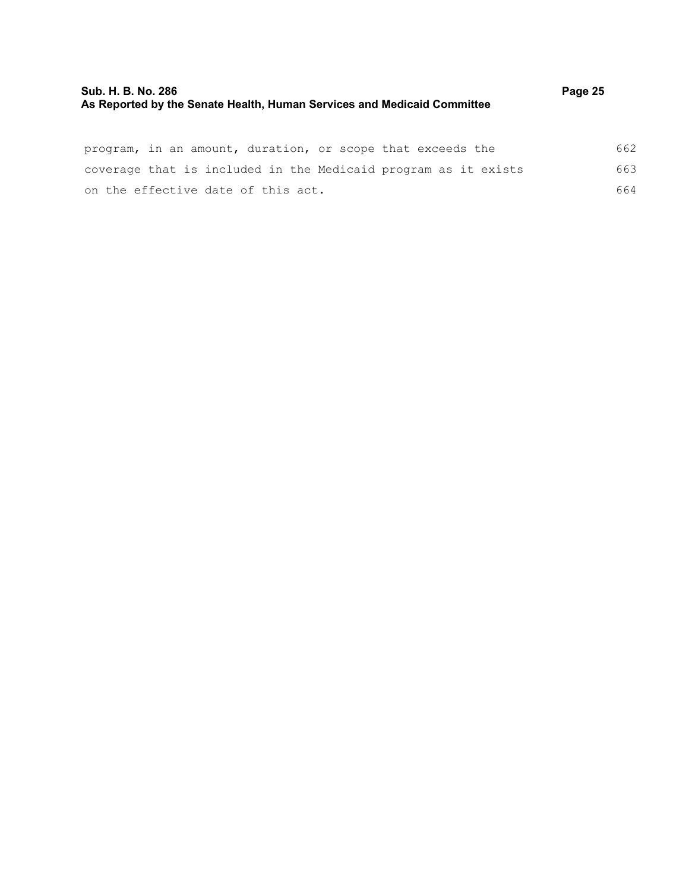program, in an amount, duration, or scope that exceeds the coverage that is included in the Medicaid program as it exists on the effective date of this act.